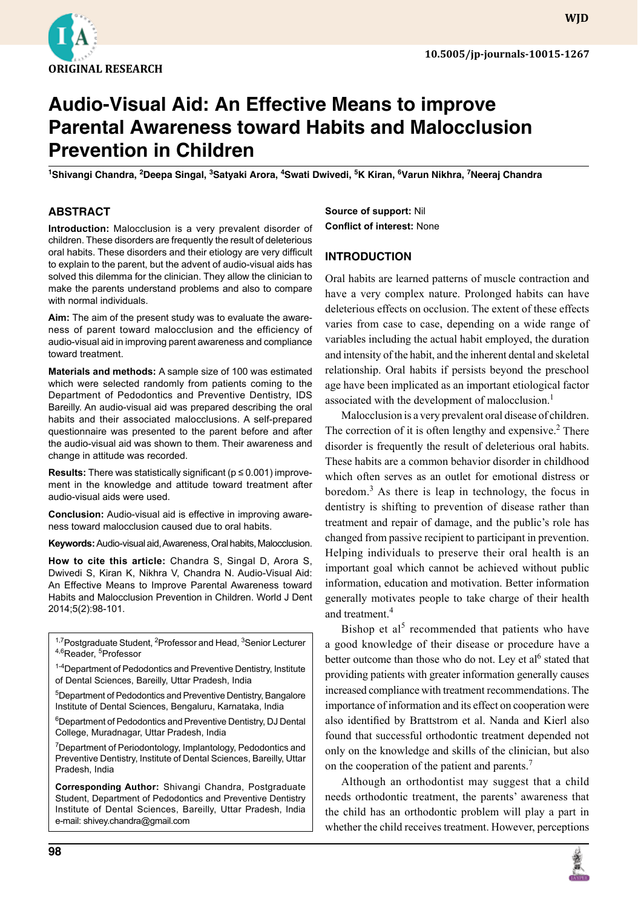ORIGINAL RESEARCH

10.5005/jp-journals-10015-1267

# Audio-Visual Aid: An Effective Means to improve Parental Awareness toward Habits and Malocclusion Prevention in Children

[1]Shivangi Chandra, [2]Deepa Singal, [3]Satyaki Arora, [4]Swati Dwivedi, [5]K Kiran, [6]Varun Nikhra, [7]Neeraj Chandra

## ABSTRACT

**Introduction:** Malocclusion is a very prevalent disorder of children. These disorders are frequently the result of deleterious oral habits. These disorders and their etiology are very difficult to explain to the parent, but the advent of audio-visual aids has solved this dilemma for the clinician. They allow the clinician to make the parents understand problems and also to compare with normal individuals.

**Aim:** The aim of the present study was to evaluate the awareness of parent toward malocclusion and the efficiency of audio-visual aid in improving parent awareness and compliance toward treatment.

**Materials and methods:** A sample size of 100 was estimated which were selected randomly from patients coming to the Department of Pedodontics and Preventive Dentistry, IDS Bareilly. An audio-visual aid was prepared describing the oral habits and their associated malocclusions. A self-prepared questionnaire was presented to the parent before and after the audio-visual aid was shown to them. Their awareness and change in attitude was recorded.

**Results:** There was statistically significant ($p \leq 0.001$) improvement in the knowledge and attitude toward treatment after audio-visual aids were used.

**Conclusion:** Audio-visual aid is effective in improving awareness toward malocclusion caused due to oral habits.

**Keywords:** Audio-visual aid, Awareness, Oral habits, Malocclusion.

**How to cite this article:** Chandra S, Singal D, Arora S, Dwivedi S, Kiran K, Nikhra V, Chandra N. Audio-Visual Aid: An Effective Means to Improve Parental Awareness toward Habits and Malocclusion Prevention in Children. World J Dent 2014;5(2):98-101.

[1,7]Postgraduate Student, [2]Professor and Head, [3]Senior Lecturer [4,6]Reader, [5]Professor

[1-4]Department of Pedodontics and Preventive Dentistry, Institute of Dental Sciences, Bareilly, Uttar Pradesh, India

[5]Department of Pedodontics and Preventive Dentistry, Bangalore Institute of Dental Sciences, Bengaluru, Karnataka, India

[6]Department of Pedodontics and Preventive Dentistry, DJ Dental College, Muradnagar, Uttar Pradesh, India

[7]Department of Periodontology, Implantology, Pedodontics and Preventive Dentistry, Institute of Dental Sciences, Bareilly, Uttar Pradesh, India

**Corresponding Author:** Shivangi Chandra, Postgraduate Student, Department of Pedodontics and Preventive Dentistry Institute of Dental Sciences, Bareilly, Uttar Pradesh, India e-mail: shivey.chandra@gmail.com

**Source of support:** Nil
**Conflict of interest:** None

## INTRODUCTION

Oral habits are learned patterns of muscle contraction and have a very complex nature. Prolonged habits can have deleterious effects on occlusion. The extent of these effects varies from case to case, depending on a wide range of variables including the actual habit employed, the duration and intensity of the habit, and the inherent dental and skeletal relationship. Oral habits if persists beyond the preschool age have been implicated as an important etiological factor associated with the development of malocclusion.[1]

Malocclusion is a very prevalent oral disease of children. The correction of it is often lengthy and expensive.[2] There disorder is frequently the result of deleterious oral habits. These habits are a common behavior disorder in childhood which often serves as an outlet for emotional distress or boredom.[3] As there is leap in technology, the focus in dentistry is shifting to prevention of disease rather than treatment and repair of damage, and the public's role has changed from passive recipient to participant in prevention. Helping individuals to preserve their oral health is an important goal which cannot be achieved without public information, education and motivation. Better information generally motivates people to take charge of their health and treatment.[4]

Bishop et al[5] recommended that patients who have a good knowledge of their disease or procedure have a better outcome than those who do not. Ley et al[6] stated that providing patients with greater information generally causes increased compliance with treatment recommendations. The importance of information and its effect on cooperation were also identified by Brattstrom et al. Nanda and Kierl also found that successful orthodontic treatment depended not only on the knowledge and skills of the clinician, but also on the cooperation of the patient and parents.[7]

Although an orthodontist may suggest that a child needs orthodontic treatment, the parents' awareness that the child has an orthodontic problem will play a part in whether the child receives treatment. However, perceptions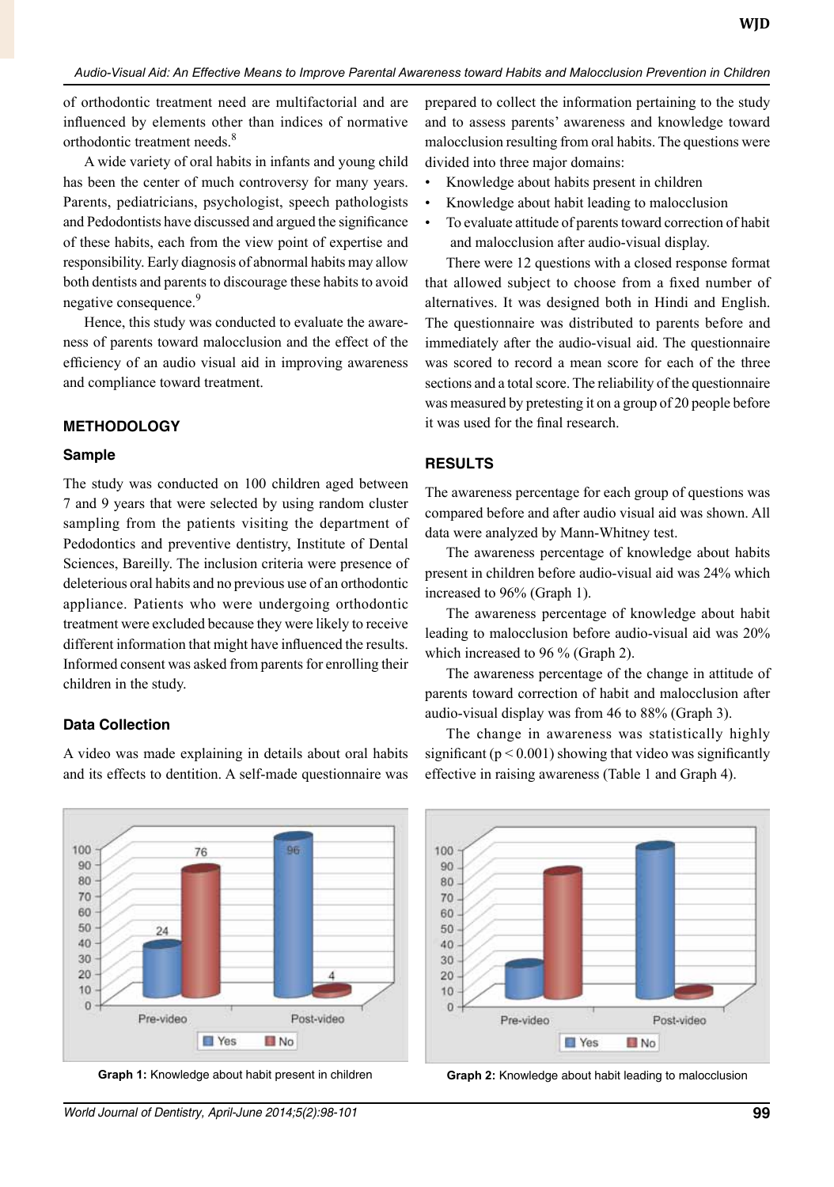of orthodontic treatment need are multifactorial and are influenced by elements other than indices of normative orthodontic treatment needs.[8]

A wide variety of oral habits in infants and young child has been the center of much controversy for many years. Parents, pediatricians, psychologist, speech pathologists and Pedodontists have discussed and argued the significance of these habits, each from the view point of expertise and responsibility. Early diagnosis of abnormal habits may allow both dentists and parents to discourage these habits to avoid negative consequence.[9]

Hence, this study was conducted to evaluate the awareness of parents toward malocclusion and the effect of the efficiency of an audio visual aid in improving awareness and compliance toward treatment.

## METHODOLOGY

### Sample

The study was conducted on 100 children aged between 7 and 9 years that were selected by using random cluster sampling from the patients visiting the department of Pedodontics and preventive dentistry, Institute of Dental Sciences, Bareilly. The inclusion criteria were presence of deleterious oral habits and no previous use of an orthodontic appliance. Patients who were undergoing orthodontic treatment were excluded because they were likely to receive different information that might have influenced the results. Informed consent was asked from parents for enrolling their children in the study.

### Data Collection

A video was made explaining in details about oral habits and its effects to dentition. A self-made questionnaire was prepared to collect the information pertaining to the study and to assess parents' awareness and knowledge toward malocclusion resulting from oral habits. The questions were divided into three major domains:

- Knowledge about habits present in children
- Knowledge about habit leading to malocclusion
- To evaluate attitude of parents toward correction of habit and malocclusion after audio-visual display.

There were 12 questions with a closed response format that allowed subject to choose from a fixed number of alternatives. It was designed both in Hindi and English. The questionnaire was distributed to parents before and immediately after the audio-visual aid. The questionnaire was scored to record a mean score for each of the three sections and a total score. The reliability of the questionnaire was measured by pretesting it on a group of 20 people before it was used for the final research.

## RESULTS

The awareness percentage for each group of questions was compared before and after audio visual aid was shown. All data were analyzed by Mann-Whitney test.

The awareness percentage of knowledge about habits present in children before audio-visual aid was 24% which increased to 96% (Graph 1).

The awareness percentage of knowledge about habit leading to malocclusion before audio-visual aid was 20% which increased to 96 % (Graph 2).

The awareness percentage of the change in attitude of parents toward correction of habit and malocclusion after audio-visual display was from 46 to 88% (Graph 3).

The change in awareness was statistically highly significant ($p < 0.001$) showing that video was significantly effective in raising awareness (Table 1 and Graph 4).

**Graph 1:** Knowledge about habit present in children

**Graph 2:** Knowledge about habit leading to malocclusion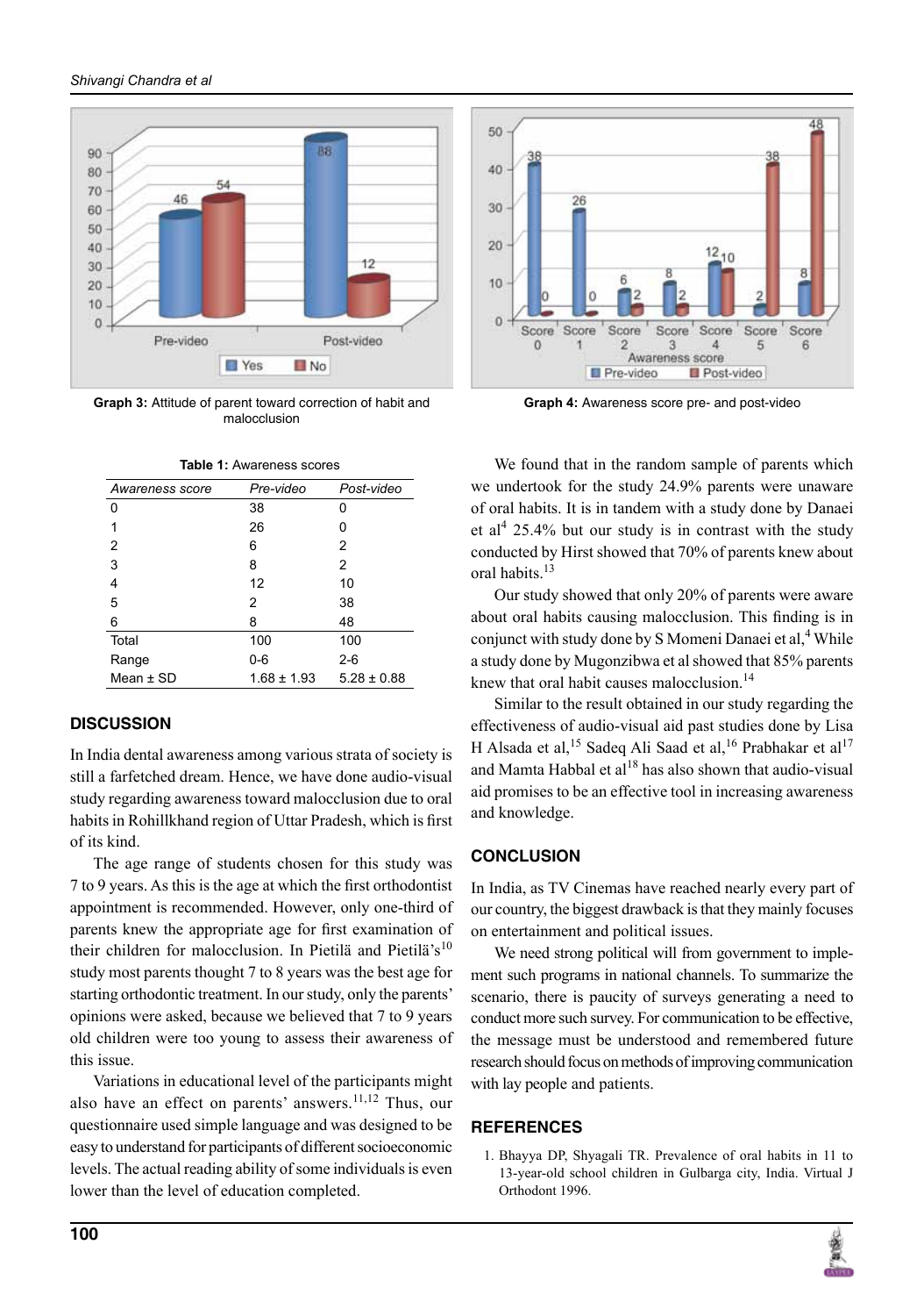**Graph 3:** Attitude of parent toward correction of habit and malocclusion

**Graph 4:** Awareness score pre- and post-video

**Table 1:** Awareness scores

| *Awareness score* | *Pre-video* | *Post-video* |
|---|---|---|
| 0 | 38 | 0 |
| 1 | 26 | 0 |
| 2 | 6 | 2 |
| 3 | 8 | 2 |
| 4 | 12 | 10 |
| 5 | 2 | 38 |
| 6 | 8 | 48 |
| Total | 100 | 100 |
| Range | 0-6 | 2-6 |
| Mean ± SD | 1.68 ± 1.93 | 5.28 ± 0.88 |

## DISCUSSION

In India dental awareness among various strata of society is still a farfetched dream. Hence, we have done audio-visual study regarding awareness toward malocclusion due to oral habits in Rohillkhand region of Uttar Pradesh, which is first of its kind.

The age range of students chosen for this study was 7 to 9 years. As this is the age at which the first orthodontist appointment is recommended. However, only one-third of parents knew the appropriate age for first examination of their children for malocclusion. In Pietilä and Pietilä's[10] study most parents thought 7 to 8 years was the best age for starting orthodontic treatment. In our study, only the parents' opinions were asked, because we believed that 7 to 9 years old children were too young to assess their awareness of this issue.

Variations in educational level of the participants might also have an effect on parents' answers.[11,12] Thus, our questionnaire used simple language and was designed to be easy to understand for participants of different socioeconomic levels. The actual reading ability of some individuals is even lower than the level of education completed.

We found that in the random sample of parents which we undertook for the study 24.9% parents were unaware of oral habits. It is in tandem with a study done by Danaei et al[4] 25.4% but our study is in contrast with the study conducted by Hirst showed that 70% of parents knew about oral habits.[13]

Our study showed that only 20% of parents were aware about oral habits causing malocclusion. This finding is in conjunct with study done by S Momeni Danaei et al,[4] While a study done by Mugonzibwa et al showed that 85% parents knew that oral habit causes malocclusion.[14]

Similar to the result obtained in our study regarding the effectiveness of audio-visual aid past studies done by Lisa H Alsada et al,[15] Sadeq Ali Saad et al,[16] Prabhakar et al[17] and Mamta Habbal et al[18] has also shown that audio-visual aid promises to be an effective tool in increasing awareness and knowledge.

## CONCLUSION

In India, as TV Cinemas have reached nearly every part of our country, the biggest drawback is that they mainly focuses on entertainment and political issues.

We need strong political will from government to implement such programs in national channels. To summarize the scenario, there is paucity of surveys generating a need to conduct more such survey. For communication to be effective, the message must be understood and remembered future research should focus on methods of improving communication with lay people and patients.

## REFERENCES

1. Bhayya DP, Shyagali TR. Prevalence of oral habits in 11 to 13-year-old school children in Gulbarga city, India. Virtual J Orthodont 1996.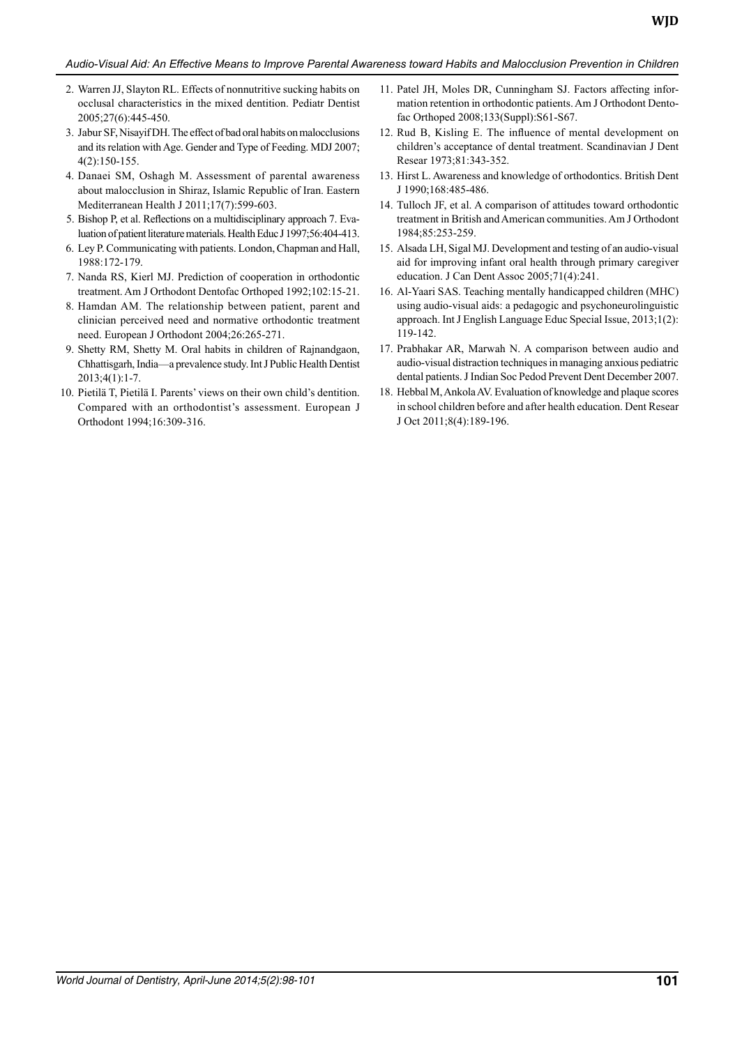2. Warren JJ, Slayton RL. Effects of nonnutritive sucking habits on occlusal characteristics in the mixed dentition. Pediatr Dentist 2005;27(6):445-450.
3. Jabur SF, Nisayif DH. The effect of bad oral habits on malocclusions and its relation with Age. Gender and Type of Feeding. MDJ 2007; 4(2):150-155.
4. Danaei SM, Oshagh M. Assessment of parental awareness about malocclusion in Shiraz, Islamic Republic of Iran. Eastern Mediterranean Health J 2011;17(7):599-603.
5. Bishop P, et al. Reflections on a multidisciplinary approach 7. Evaluation of patient literature materials. Health Educ J 1997;56:404-413.
6. Ley P. Communicating with patients. London, Chapman and Hall, 1988:172-179.
7. Nanda RS, Kierl MJ. Prediction of cooperation in orthodontic treatment. Am J Orthodont Dentofac Orthoped 1992;102:15-21.
8. Hamdan AM. The relationship between patient, parent and clinician perceived need and normative orthodontic treatment need. European J Orthodont 2004;26:265-271.
9. Shetty RM, Shetty M. Oral habits in children of Rajnandgaon, Chhattisgarh, India—a prevalence study. Int J Public Health Dentist 2013;4(1):1-7.
10. Pietilä T, Pietilä I. Parents' views on their own child's dentition. Compared with an orthodontist's assessment. European J Orthodont 1994;16:309-316.
11. Patel JH, Moles DR, Cunningham SJ. Factors affecting information retention in orthodontic patients. Am J Orthodont Dentofac Orthoped 2008;133(Suppl):S61-S67.
12. Rud B, Kisling E. The influence of mental development on children's acceptance of dental treatment. Scandinavian J Dent Resear 1973;81:343-352.
13. Hirst L. Awareness and knowledge of orthodontics. British Dent J 1990;168:485-486.
14. Tulloch JF, et al. A comparison of attitudes toward orthodontic treatment in British and American communities. Am J Orthodont 1984;85:253-259.
15. Alsada LH, Sigal MJ. Development and testing of an audio-visual aid for improving infant oral health through primary caregiver education. J Can Dent Assoc 2005;71(4):241.
16. Al-Yaari SAS. Teaching mentally handicapped children (MHC) using audio-visual aids: a pedagogic and psychoneurolinguistic approach. Int J English Language Educ Special Issue, 2013;1(2): 119-142.
17. Prabhakar AR, Marwah N. A comparison between audio and audio-visual distraction techniques in managing anxious pediatric dental patients. J Indian Soc Pedod Prevent Dent December 2007.
18. Hebbal M, Ankola AV. Evaluation of knowledge and plaque scores in school children before and after health education. Dent Resear J Oct 2011;8(4):189-196.